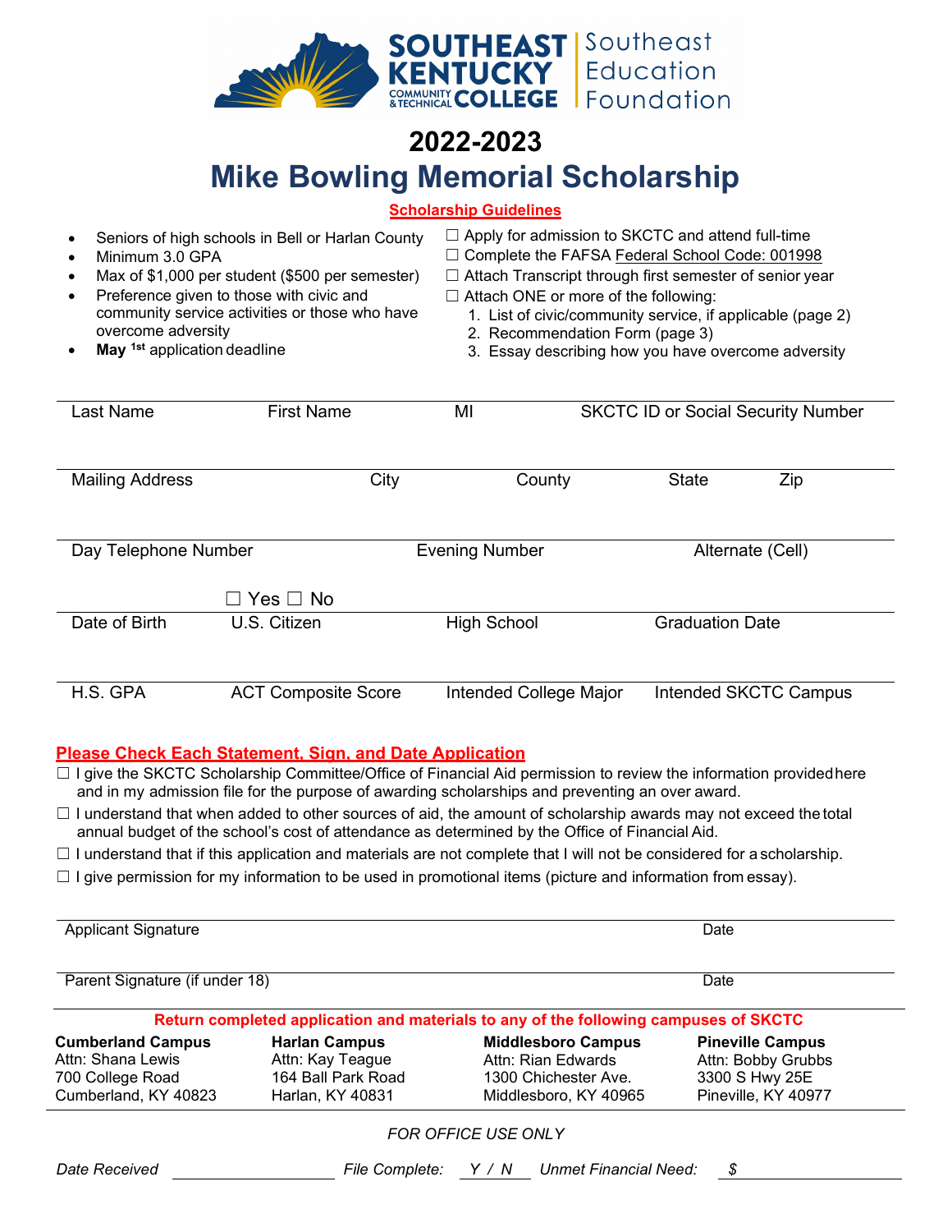Southeast Kentucky Community & Technical College | Southeast Education Foundation

# 2022-2023

# Mike Bowling Memorial Scholarship

**Scholarship Guidelines**

- Seniors of high schools in Bell or Harlan County
- Minimum 3.0 GPA
- Max of $1,000 per student ($500 per semester)
- Preference given to those with civic and community service activities or those who have overcome adversity
- **May 1st** application deadline

☐ Apply for admission to SKCTC and attend full-time
☐ Complete the FAFSA Federal School Code: 001998
☐ Attach Transcript through first semester of senior year
☐ Attach ONE or more of the following:
1. List of civic/community service, if applicable (page 2)
2. Recommendation Form (page 3)
3. Essay describing how you have overcome adversity

| Last Name | First Name | MI | SKCTC ID or Social Security Number |
|---|---|---|---|
| | | | |

| Mailing Address | City | County | State | Zip |
|---|---|---|---|---|
| | | | | |

| Day Telephone Number | Evening Number | Alternate (Cell) |
|---|---|---|
| | | |

| Date of Birth | U.S. Citizen | High School | Graduation Date |
|---|---|---|---|
| | ☐ Yes ☐ No | | |

| H.S. GPA | ACT Composite Score | Intended College Major | Intended SKCTC Campus |
|---|---|---|---|
| | | | |

**Please Check Each Statement, Sign, and Date Application**

☐ I give the SKCTC Scholarship Committee/Office of Financial Aid permission to review the information provided here and in my admission file for the purpose of awarding scholarships and preventing an over award.

☐ I understand that when added to other sources of aid, the amount of scholarship awards may not exceed the total annual budget of the school's cost of attendance as determined by the Office of Financial Aid.

☐ I understand that if this application and materials are not complete that I will not be considered for a scholarship.

☐ I give permission for my information to be used in promotional items (picture and information from essay).

Applicant Signature ____________________ Date __________

Parent Signature (if under 18) ____________________ Date __________

**Return completed application and materials to any of the following campuses of SKCTC**

| **Cumberland Campus** | **Harlan Campus** | **Middlesboro Campus** | **Pineville Campus** |
|---|---|---|---|
| Attn: Shana Lewis | Attn: Kay Teague | Attn: Rian Edwards | Attn: Bobby Grubbs |
| 700 College Road | 164 Ball Park Road | 1300 Chichester Ave. | 3300 S Hwy 25E |
| Cumberland, KY 40823 | Harlan, KY 40831 | Middlesboro, KY 40965 | Pineville, KY 40977 |

*FOR OFFICE USE ONLY*

*Date Received* ____________ *File Complete:* *Y / N* *Unmet Financial Need:* *$* ____________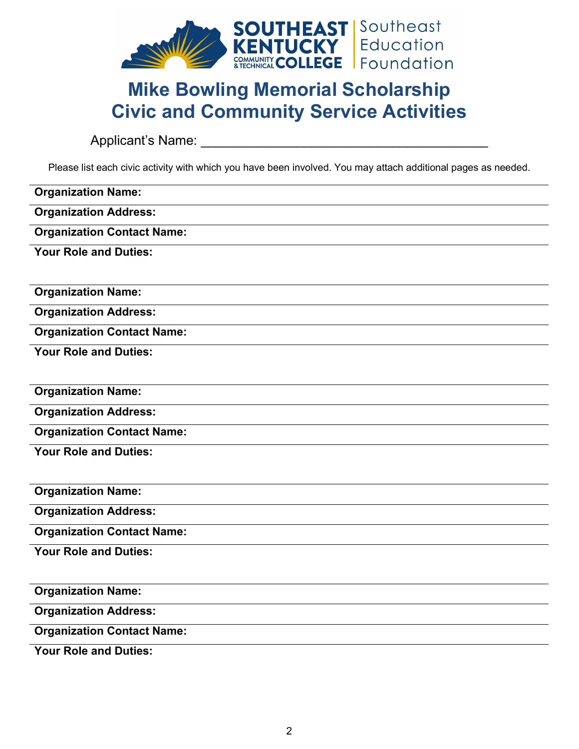SOUTHEAST KENTUCKY COMMUNITY & TECHNICAL COLLEGE | Southeast Education Foundation

# Mike Bowling Memorial Scholarship
# Civic and Community Service Activities

Applicant's Name: ______________________________________

Please list each civic activity with which you have been involved. You may attach additional pages as needed.

**Organization Name:**

**Organization Address:**

**Organization Contact Name:**

**Your Role and Duties:**

**Organization Name:**

**Organization Address:**

**Organization Contact Name:**

**Your Role and Duties:**

**Organization Name:**

**Organization Address:**

**Organization Contact Name:**

**Your Role and Duties:**

**Organization Name:**

**Organization Address:**

**Organization Contact Name:**

**Your Role and Duties:**

**Organization Name:**

**Organization Address:**

**Organization Contact Name:**

**Your Role and Duties:**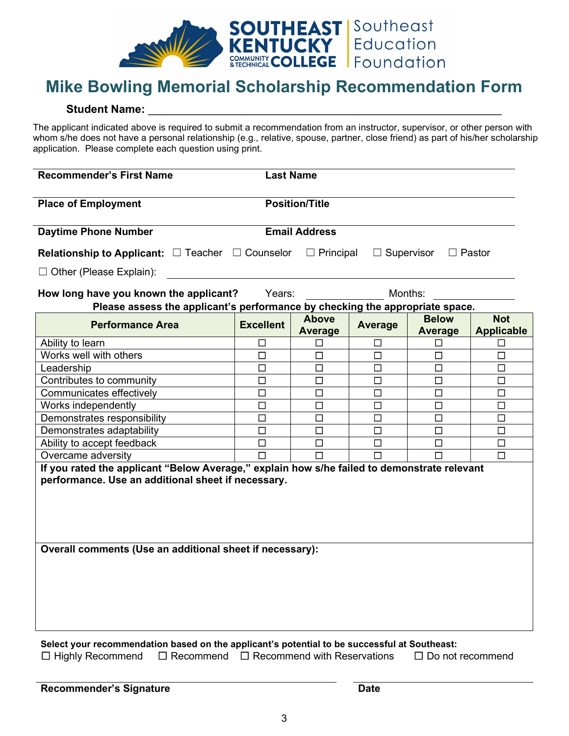SOUTHEAST KENTUCKY COMMUNITY & TECHNICAL COLLEGE | Southeast Education Foundation

# Mike Bowling Memorial Scholarship Recommendation Form

**Student Name:** ___________________________________________________________

The applicant indicated above is required to submit a recommendation from an instructor, supervisor, or other person with whom s/he does not have a personal relationship (e.g., relative, spouse, partner, close friend) as part of his/her scholarship application. Please complete each question using print.

**Recommender's First Name** **Last Name**

**Place of Employment** **Position/Title**

**Daytime Phone Number** **Email Address**

**Relationship to Applicant:** ☐ Teacher ☐ Counselor ☐ Principal ☐ Supervisor ☐ Pastor

☐ Other (Please Explain): ___________________________________________

**How long have you known the applicant?** Years: ____________ Months: ____________

**Please assess the applicant's performance by checking the appropriate space.**

| Performance Area | Excellent | Above Average | Average | Below Average | Not Applicable |
|---|---|---|---|---|---|
| Ability to learn | ☐ | ☐ | ☐ | ☐ | ☐ |
| Works well with others | ☐ | ☐ | ☐ | ☐ | ☐ |
| Leadership | ☐ | ☐ | ☐ | ☐ | ☐ |
| Contributes to community | ☐ | ☐ | ☐ | ☐ | ☐ |
| Communicates effectively | ☐ | ☐ | ☐ | ☐ | ☐ |
| Works independently | ☐ | ☐ | ☐ | ☐ | ☐ |
| Demonstrates responsibility | ☐ | ☐ | ☐ | ☐ | ☐ |
| Demonstrates adaptability | ☐ | ☐ | ☐ | ☐ | ☐ |
| Ability to accept feedback | ☐ | ☐ | ☐ | ☐ | ☐ |
| Overcame adversity | ☐ | ☐ | ☐ | ☐ | ☐ |

**If you rated the applicant "Below Average," explain how s/he failed to demonstrate relevant performance. Use an additional sheet if necessary.**

**Overall comments (Use an additional sheet if necessary):**

**Select your recommendation based on the applicant's potential to be successful at Southeast:**

☐ Highly Recommend ☐ Recommend ☐ Recommend with Reservations ☐ Do not recommend

**Recommender's Signature** **Date**